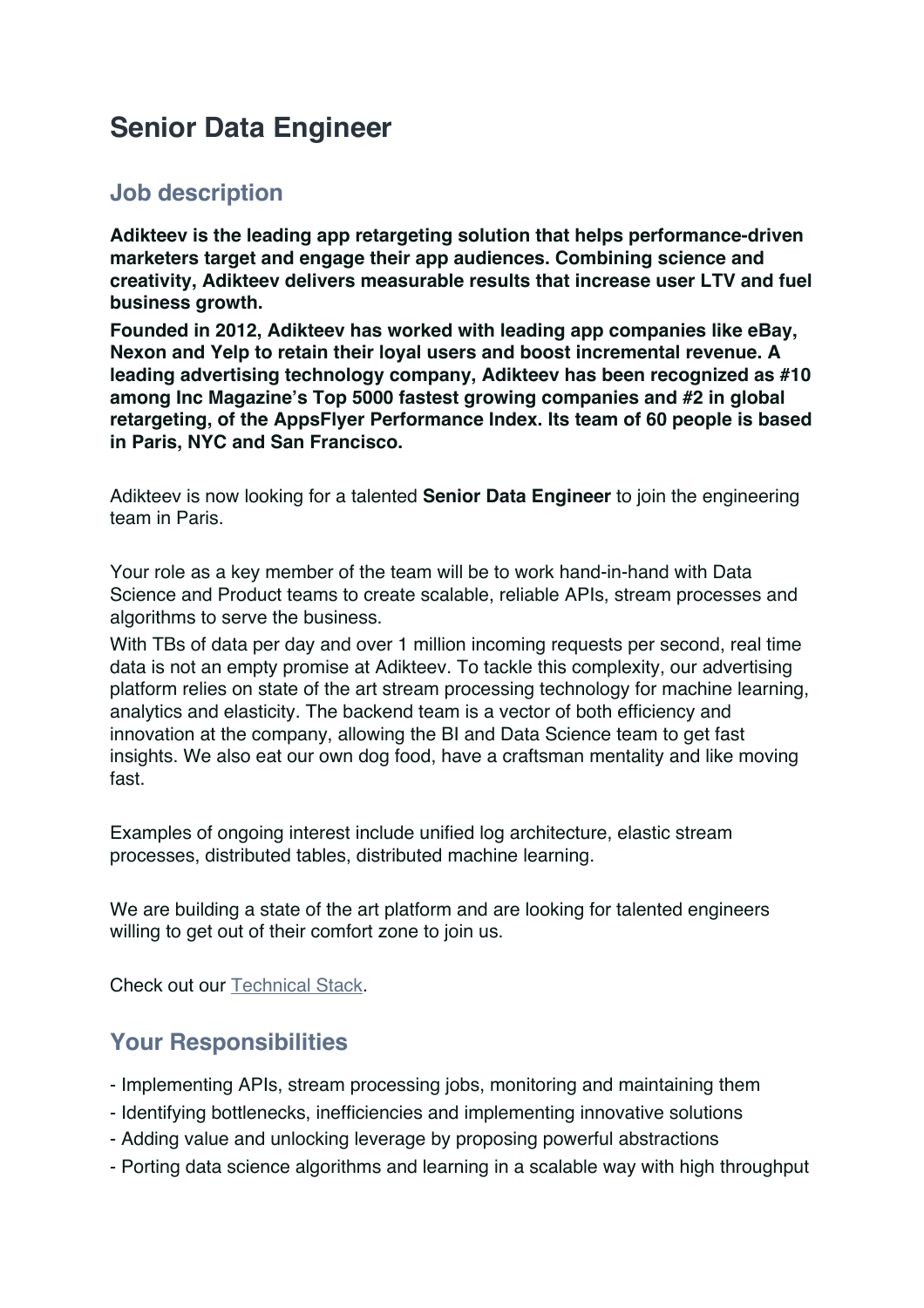# Senior Data Engineer

## Job description

**Adikteev is the leading app retargeting solution that helps performance-driven marketers target and engage their app audiences. Combining science and creativity, Adikteev delivers measurable results that increase user LTV and fuel business growth.**

**Founded in 2012, Adikteev has worked with leading app companies like eBay, Nexon and Yelp to retain their loyal users and boost incremental revenue. A leading advertising technology company, Adikteev has been recognized as #10 among Inc Magazine's Top 5000 fastest growing companies and #2 in global retargeting, of the AppsFlyer Performance Index. Its team of 60 people is based in Paris, NYC and San Francisco.**

Adikteev is now looking for a talented **Senior Data Engineer** to join the engineering team in Paris.

Your role as a key member of the team will be to work hand-in-hand with Data Science and Product teams to create scalable, reliable APIs, stream processes and algorithms to serve the business.

With TBs of data per day and over 1 million incoming requests per second, real time data is not an empty promise at Adikteev. To tackle this complexity, our advertising platform relies on state of the art stream processing technology for machine learning, analytics and elasticity. The backend team is a vector of both efficiency and innovation at the company, allowing the BI and Data Science team to get fast insights. We also eat our own dog food, have a craftsman mentality and like moving fast.

Examples of ongoing interest include unified log architecture, elastic stream processes, distributed tables, distributed machine learning.

We are building a state of the art platform and are looking for talented engineers willing to get out of their comfort zone to join us.

Check out our Technical Stack.

## Your Responsibilities

- Implementing APIs, stream processing jobs, monitoring and maintaining them
- Identifying bottlenecks, inefficiencies and implementing innovative solutions
- Adding value and unlocking leverage by proposing powerful abstractions
- Porting data science algorithms and learning in a scalable way with high throughput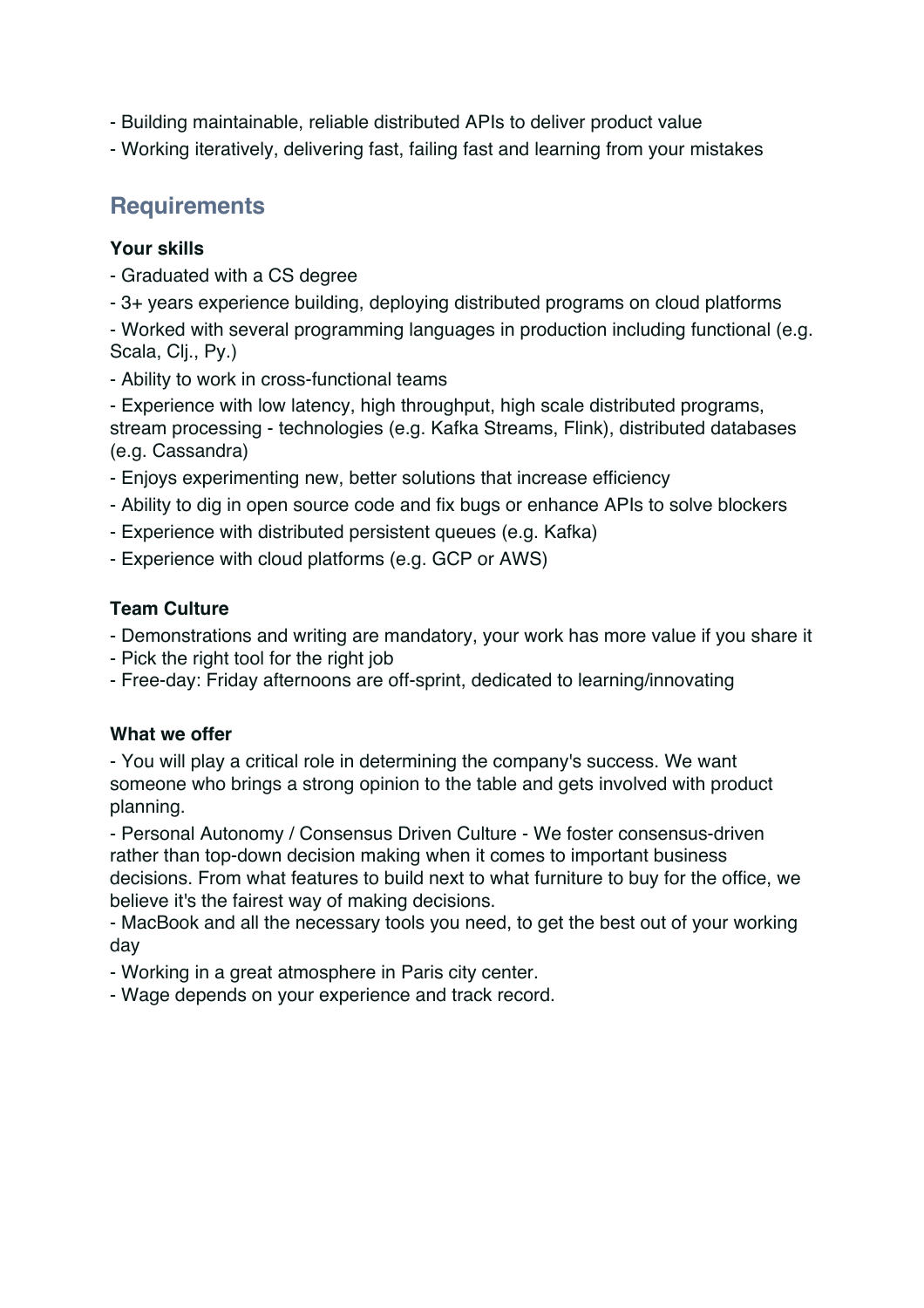- Building maintainable, reliable distributed APIs to deliver product value
- Working iteratively, delivering fast, failing fast and learning from your mistakes

## Requirements

**Your skills**

- Graduated with a CS degree
- 3+ years experience building, deploying distributed programs on cloud platforms
- Worked with several programming languages in production including functional (e.g. Scala, Clj., Py.)
- Ability to work in cross-functional teams
- Experience with low latency, high throughput, high scale distributed programs, stream processing - technologies (e.g. Kafka Streams, Flink), distributed databases (e.g. Cassandra)
- Enjoys experimenting new, better solutions that increase efficiency
- Ability to dig in open source code and fix bugs or enhance APIs to solve blockers
- Experience with distributed persistent queues (e.g. Kafka)
- Experience with cloud platforms (e.g. GCP or AWS)

**Team Culture**

- Demonstrations and writing are mandatory, your work has more value if you share it
- Pick the right tool for the right job
- Free-day: Friday afternoons are off-sprint, dedicated to learning/innovating

**What we offer**

- You will play a critical role in determining the company's success. We want someone who brings a strong opinion to the table and gets involved with product planning.
- Personal Autonomy / Consensus Driven Culture - We foster consensus-driven rather than top-down decision making when it comes to important business decisions. From what features to build next to what furniture to buy for the office, we believe it's the fairest way of making decisions.
- MacBook and all the necessary tools you need, to get the best out of your working day
- Working in a great atmosphere in Paris city center.
- Wage depends on your experience and track record.